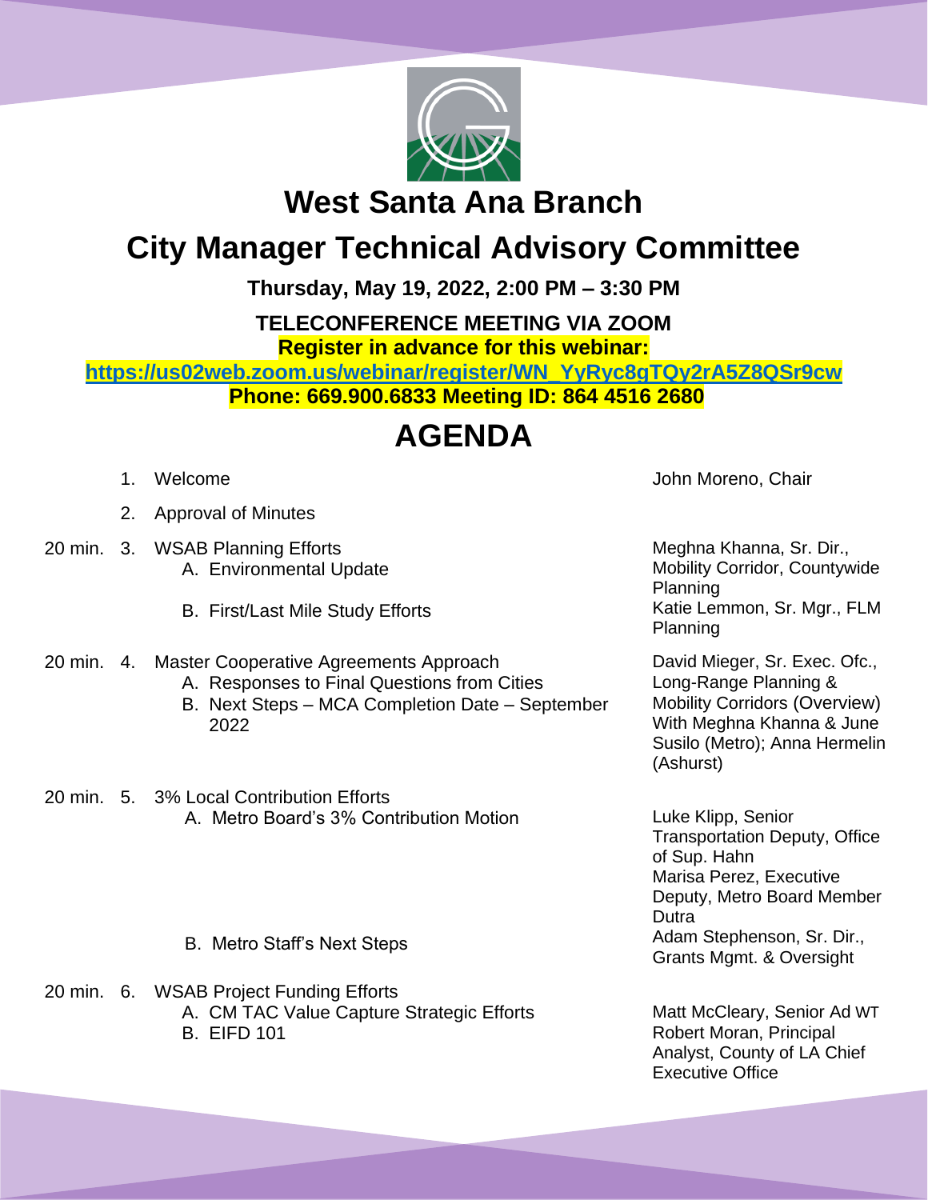# West Santa Ana Branch

# City Manager Technical Advisory Committee

**Thursday, May 19, 2022, 2:00 PM – 3:30 PM**

**TELECONFERENCE MEETING VIA ZOOM**

**Register in advance for this webinar:**

**https://us02web.zoom.us/webinar/register/WN_YyRyc8gTQy2rA5Z8QSr9cw**

**Phone: 669.900.6833 Meeting ID: 864 4516 2680**

## AGENDA

| Time | Item | Presenter |
|---|---|---|
| | 1. Welcome | John Moreno, Chair |
| | 2. Approval of Minutes | |
| 20 min. | 3. WSAB Planning Efforts<br>A. Environmental Update | Meghna Khanna, Sr. Dir., Mobility Corridor, Countywide Planning |
| | B. First/Last Mile Study Efforts | Katie Lemmon, Sr. Mgr., FLM Planning |
| 20 min. | 4. Master Cooperative Agreements Approach<br>A. Responses to Final Questions from Cities<br>B. Next Steps – MCA Completion Date – September 2022 | David Mieger, Sr. Exec. Ofc., Long-Range Planning & Mobility Corridors (Overview) With Meghna Khanna & June Susilo (Metro); Anna Hermelin (Ashurst) |
| 20 min. | 5. 3% Local Contribution Efforts<br>A. Metro Board's 3% Contribution Motion | Luke Klipp, Senior Transportation Deputy, Office of Sup. Hahn<br>Marisa Perez, Executive Deputy, Metro Board Member Dutra |
| | B. Metro Staff's Next Steps | Adam Stephenson, Sr. Dir., Grants Mgmt. & Oversight |
| 20 min. | 6. WSAB Project Funding Efforts<br>A. CM TAC Value Capture Strategic Efforts<br>B. EIFD 101 | Matt McCleary, Senior Ad WT<br>Robert Moran, Principal Analyst, County of LA Chief Executive Office |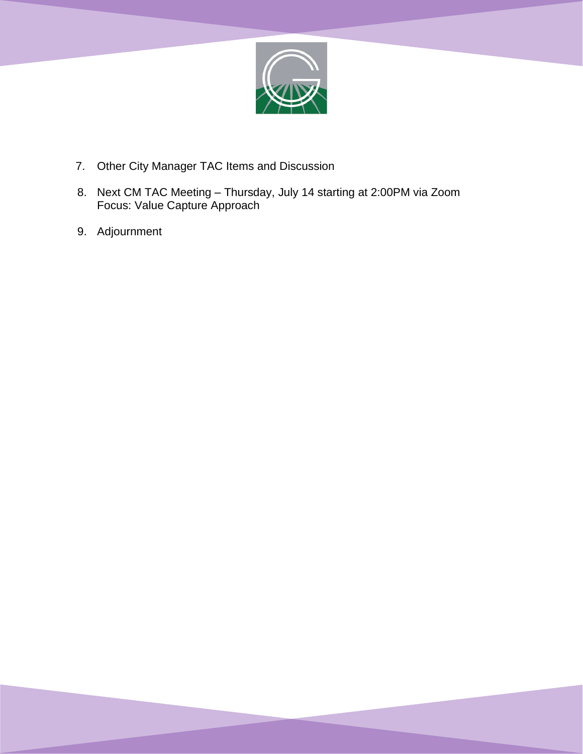7. Other City Manager TAC Items and Discussion

8. Next CM TAC Meeting – Thursday, July 14 starting at 2:00PM via Zoom
   Focus: Value Capture Approach

9. Adjournment